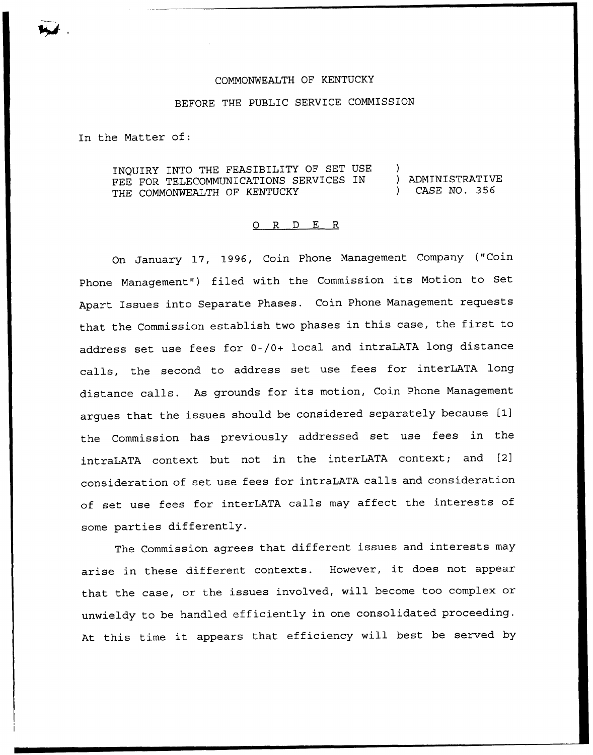COMMONWEALTH OF KENTUCKY

BEFORE THE PUBLIC SERVICE COMMISSION

In the Matter of:

| | |
|---|---|
| INQUIRY INTO THE FEASIBILITY OF SET USE FEE FOR TELECOMMUNICATIONS SERVICES IN THE COMMONWEALTH OF KENTUCKY | ) ADMINISTRATIVE ) CASE NO. 356 |

## O R D E R

On January 17, 1996, Coin Phone Management Company ("Coin Phone Management") filed with the Commission its Motion to Set Apart Issues into Separate Phases. Coin Phone Management requests that the Commission establish two phases in this case, the first to address set use fees for 0-/0+ local and intraLATA long distance calls, the second to address set use fees for interLATA long distance calls. As grounds for its motion, Coin Phone Management argues that the issues should be considered separately because [1] the Commission has previously addressed set use fees in the intraLATA context but not in the interLATA context; and [2] consideration of set use fees for intraLATA calls and consideration of set use fees for interLATA calls may affect the interests of some parties differently.

The Commission agrees that different issues and interests may arise in these different contexts. However, it does not appear that the case, or the issues involved, will become too complex or unwieldy to be handled efficiently in one consolidated proceeding. At this time it appears that efficiency will best be served by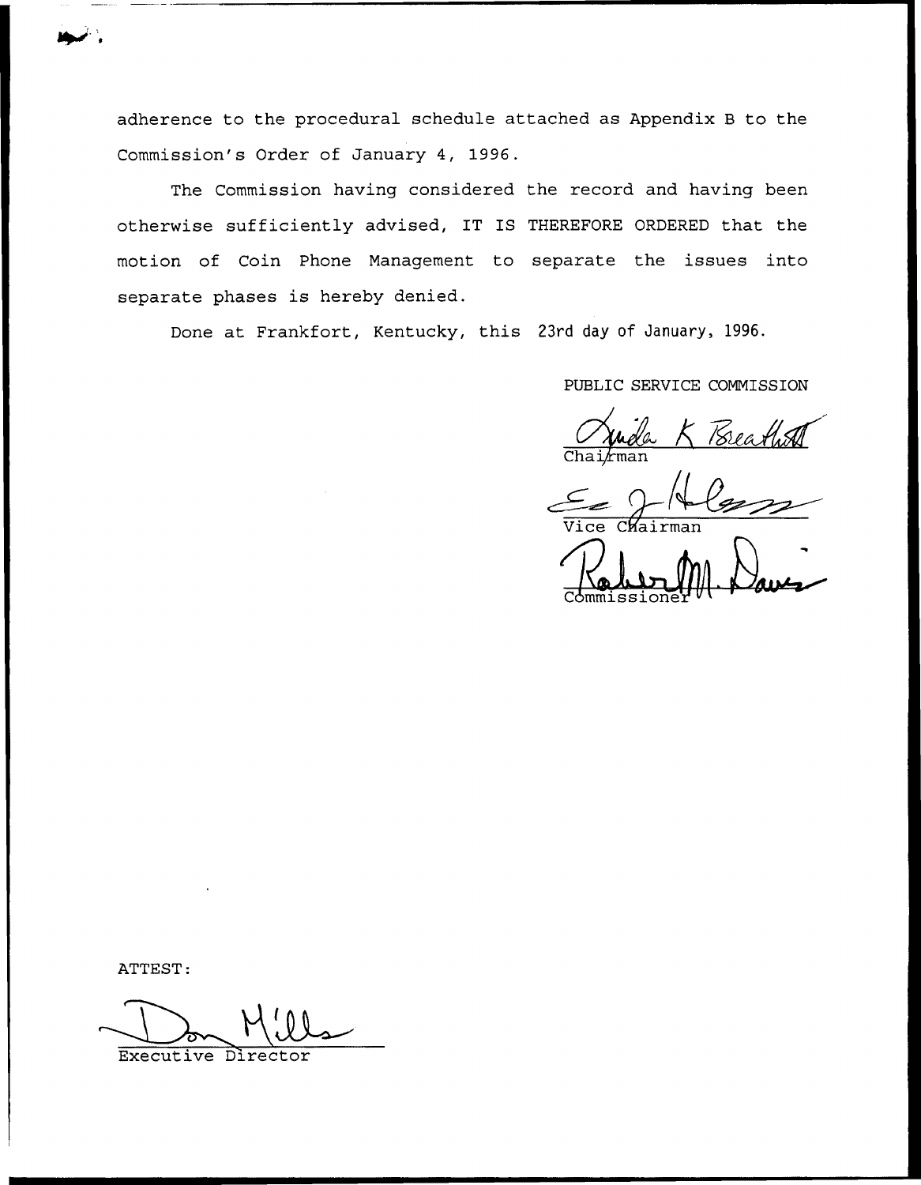adherence to the procedural schedule attached as Appendix B to the Commission's Order of January 4, 1996.

The Commission having considered the record and having been otherwise sufficiently advised, IT IS THEREFORE ORDERED that the motion of Coin Phone Management to separate the issues into separate phases is hereby denied.

Done at Frankfort, Kentucky, this 23rd day of January, 1996.

PUBLIC SERVICE COMMISSION

Chairman

Vice Chairman

Commissioner

ATTEST:

Executive Director